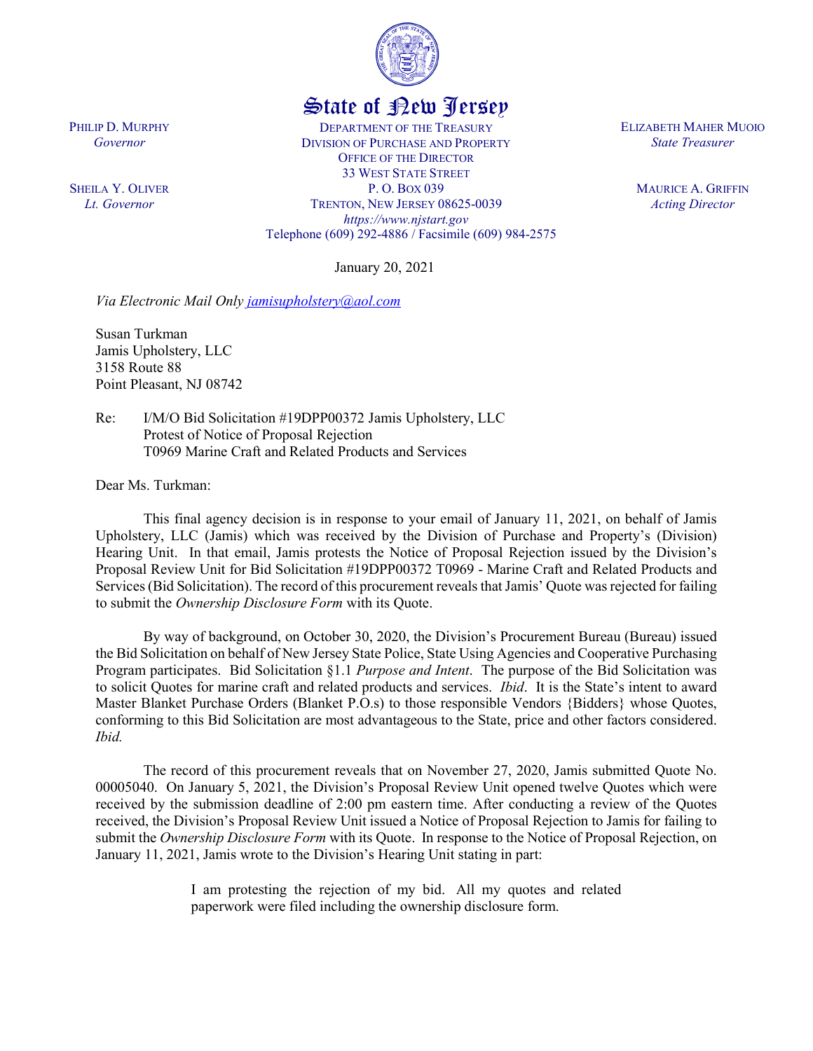# State of New Jersey

PHILIP D. MURPHY
*Governor*

SHEILA Y. OLIVER
*Lt. Governor*

DEPARTMENT OF THE TREASURY
DIVISION OF PURCHASE AND PROPERTY
OFFICE OF THE DIRECTOR
33 WEST STATE STREET
P. O. BOX 039
TRENTON, NEW JERSEY 08625-0039
*https://www.njstart.gov*
Telephone (609) 292-4886 / Facsimile (609) 984-2575

ELIZABETH MAHER MUOIO
*State Treasurer*

MAURICE A. GRIFFIN
*Acting Director*

January 20, 2021

*Via Electronic Mail Only* jamisupholstery@aol.com

Susan Turkman
Jamis Upholstery, LLC
3158 Route 88
Point Pleasant, NJ 08742

Re: I/M/O Bid Solicitation #19DPP00372 Jamis Upholstery, LLC
Protest of Notice of Proposal Rejection
T0969 Marine Craft and Related Products and Services

Dear Ms. Turkman:

This final agency decision is in response to your email of January 11, 2021, on behalf of Jamis Upholstery, LLC (Jamis) which was received by the Division of Purchase and Property's (Division) Hearing Unit. In that email, Jamis protests the Notice of Proposal Rejection issued by the Division's Proposal Review Unit for Bid Solicitation #19DPP00372 T0969 - Marine Craft and Related Products and Services (Bid Solicitation). The record of this procurement reveals that Jamis' Quote was rejected for failing to submit the *Ownership Disclosure Form* with its Quote.

By way of background, on October 30, 2020, the Division's Procurement Bureau (Bureau) issued the Bid Solicitation on behalf of New Jersey State Police, State Using Agencies and Cooperative Purchasing Program participates. Bid Solicitation §1.1 *Purpose and Intent*. The purpose of the Bid Solicitation was to solicit Quotes for marine craft and related products and services. *Ibid*. It is the State's intent to award Master Blanket Purchase Orders (Blanket P.O.s) to those responsible Vendors {Bidders} whose Quotes, conforming to this Bid Solicitation are most advantageous to the State, price and other factors considered. *Ibid.*

The record of this procurement reveals that on November 27, 2020, Jamis submitted Quote No. 00005040. On January 5, 2021, the Division's Proposal Review Unit opened twelve Quotes which were received by the submission deadline of 2:00 pm eastern time. After conducting a review of the Quotes received, the Division's Proposal Review Unit issued a Notice of Proposal Rejection to Jamis for failing to submit the *Ownership Disclosure Form* with its Quote. In response to the Notice of Proposal Rejection, on January 11, 2021, Jamis wrote to the Division's Hearing Unit stating in part:

> I am protesting the rejection of my bid. All my quotes and related paperwork were filed including the ownership disclosure form.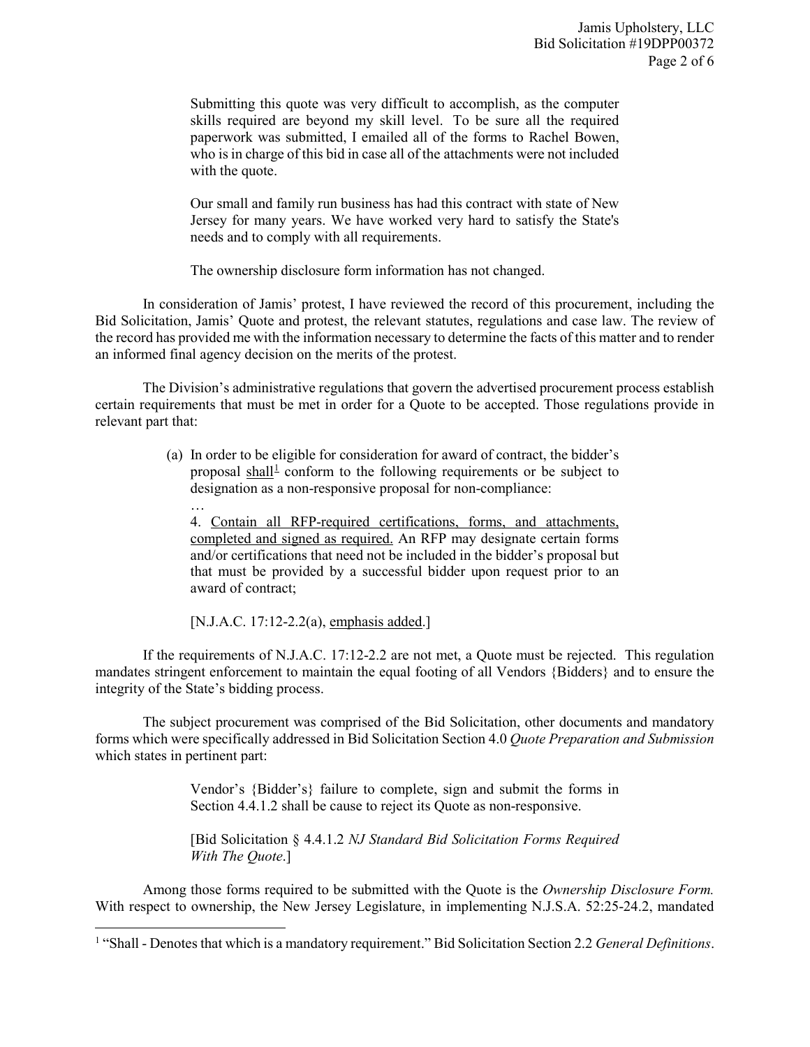> Submitting this quote was very difficult to accomplish, as the computer skills required are beyond my skill level. To be sure all the required paperwork was submitted, I emailed all of the forms to Rachel Bowen, who is in charge of this bid in case all of the attachments were not included with the quote.
>
> Our small and family run business has had this contract with state of New Jersey for many years. We have worked very hard to satisfy the State's needs and to comply with all requirements.
>
> The ownership disclosure form information has not changed.

In consideration of Jamis' protest, I have reviewed the record of this procurement, including the Bid Solicitation, Jamis' Quote and protest, the relevant statutes, regulations and case law. The review of the record has provided me with the information necessary to determine the facts of this matter and to render an informed final agency decision on the merits of the protest.

The Division's administrative regulations that govern the advertised procurement process establish certain requirements that must be met in order for a Quote to be accepted. Those regulations provide in relevant part that:

> (a) In order to be eligible for consideration for award of contract, the bidder's proposal <u>shall</u>[1] conform to the following requirements or be subject to designation as a non-responsive proposal for non-compliance:
>
> …
>
> 4. <u>Contain all RFP-required certifications, forms, and attachments, completed and signed as required.</u> An RFP may designate certain forms and/or certifications that need not be included in the bidder's proposal but that must be provided by a successful bidder upon request prior to an award of contract;
>
> [N.J.A.C. 17:12-2.2(a), <u>emphasis added</u>.]

If the requirements of N.J.A.C. 17:12-2.2 are not met, a Quote must be rejected. This regulation mandates stringent enforcement to maintain the equal footing of all Vendors {Bidders} and to ensure the integrity of the State's bidding process.

The subject procurement was comprised of the Bid Solicitation, other documents and mandatory forms which were specifically addressed in Bid Solicitation Section 4.0 *Quote Preparation and Submission* which states in pertinent part:

> Vendor's {Bidder's} failure to complete, sign and submit the forms in Section 4.4.1.2 shall be cause to reject its Quote as non-responsive.
>
> [Bid Solicitation § 4.4.1.2 *NJ Standard Bid Solicitation Forms Required With The Quote*.]

Among those forms required to be submitted with the Quote is the *Ownership Disclosure Form.* With respect to ownership, the New Jersey Legislature, in implementing N.J.S.A. 52:25-24.2, mandated

---

[1] "Shall - Denotes that which is a mandatory requirement." Bid Solicitation Section 2.2 *General Definitions*.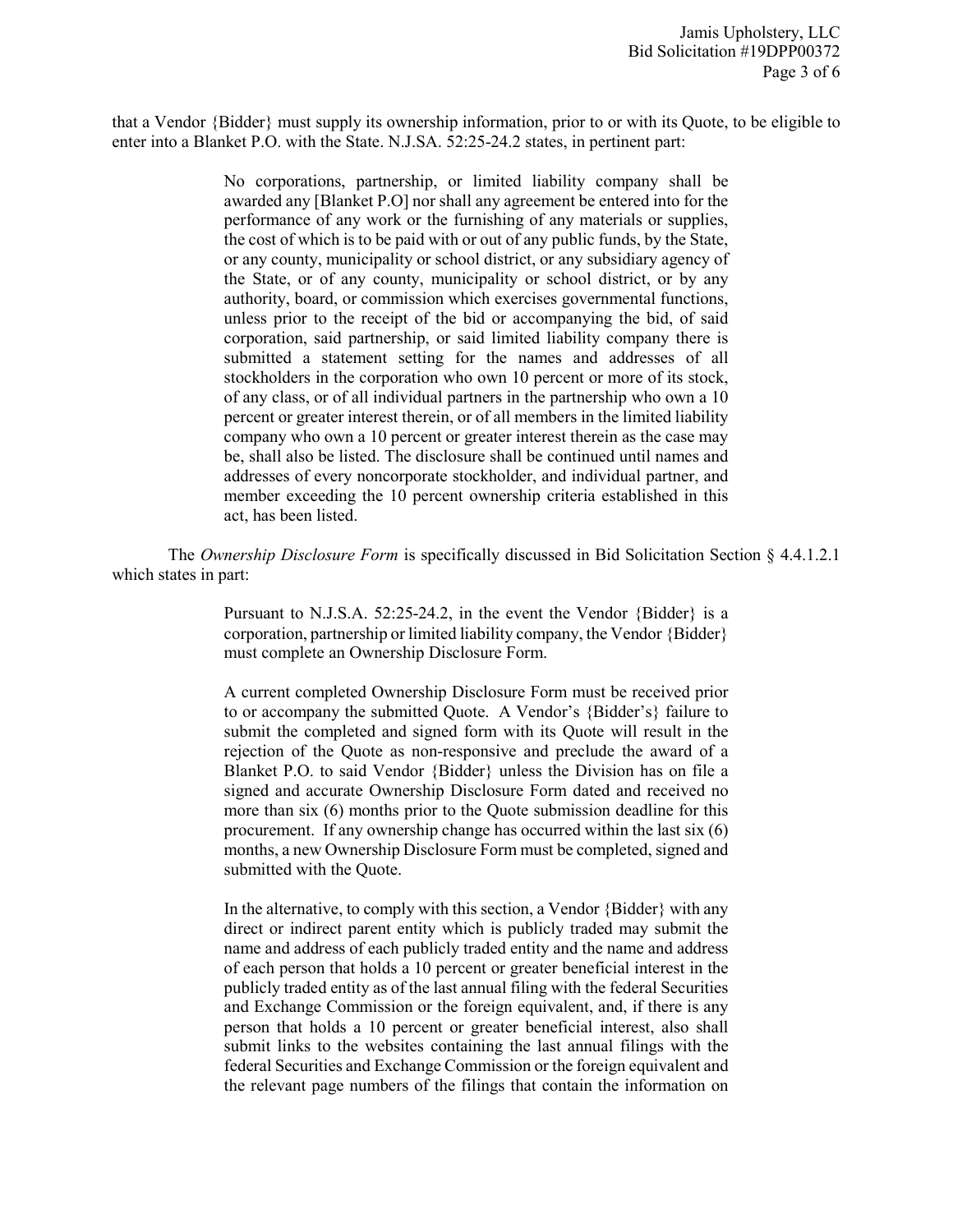that a Vendor {Bidder} must supply its ownership information, prior to or with its Quote, to be eligible to enter into a Blanket P.O. with the State. N.J.SA. 52:25-24.2 states, in pertinent part:

> No corporations, partnership, or limited liability company shall be awarded any [Blanket P.O] nor shall any agreement be entered into for the performance of any work or the furnishing of any materials or supplies, the cost of which is to be paid with or out of any public funds, by the State, or any county, municipality or school district, or any subsidiary agency of the State, or of any county, municipality or school district, or by any authority, board, or commission which exercises governmental functions, unless prior to the receipt of the bid or accompanying the bid, of said corporation, said partnership, or said limited liability company there is submitted a statement setting for the names and addresses of all stockholders in the corporation who own 10 percent or more of its stock, of any class, or of all individual partners in the partnership who own a 10 percent or greater interest therein, or of all members in the limited liability company who own a 10 percent or greater interest therein as the case may be, shall also be listed. The disclosure shall be continued until names and addresses of every noncorporate stockholder, and individual partner, and member exceeding the 10 percent ownership criteria established in this act, has been listed.

The *Ownership Disclosure Form* is specifically discussed in Bid Solicitation Section § 4.4.1.2.1 which states in part:

> Pursuant to N.J.S.A. 52:25-24.2, in the event the Vendor {Bidder} is a corporation, partnership or limited liability company, the Vendor {Bidder} must complete an Ownership Disclosure Form.
>
> A current completed Ownership Disclosure Form must be received prior to or accompany the submitted Quote. A Vendor's {Bidder's} failure to submit the completed and signed form with its Quote will result in the rejection of the Quote as non-responsive and preclude the award of a Blanket P.O. to said Vendor {Bidder} unless the Division has on file a signed and accurate Ownership Disclosure Form dated and received no more than six (6) months prior to the Quote submission deadline for this procurement. If any ownership change has occurred within the last six (6) months, a new Ownership Disclosure Form must be completed, signed and submitted with the Quote.
>
> In the alternative, to comply with this section, a Vendor {Bidder} with any direct or indirect parent entity which is publicly traded may submit the name and address of each publicly traded entity and the name and address of each person that holds a 10 percent or greater beneficial interest in the publicly traded entity as of the last annual filing with the federal Securities and Exchange Commission or the foreign equivalent, and, if there is any person that holds a 10 percent or greater beneficial interest, also shall submit links to the websites containing the last annual filings with the federal Securities and Exchange Commission or the foreign equivalent and the relevant page numbers of the filings that contain the information on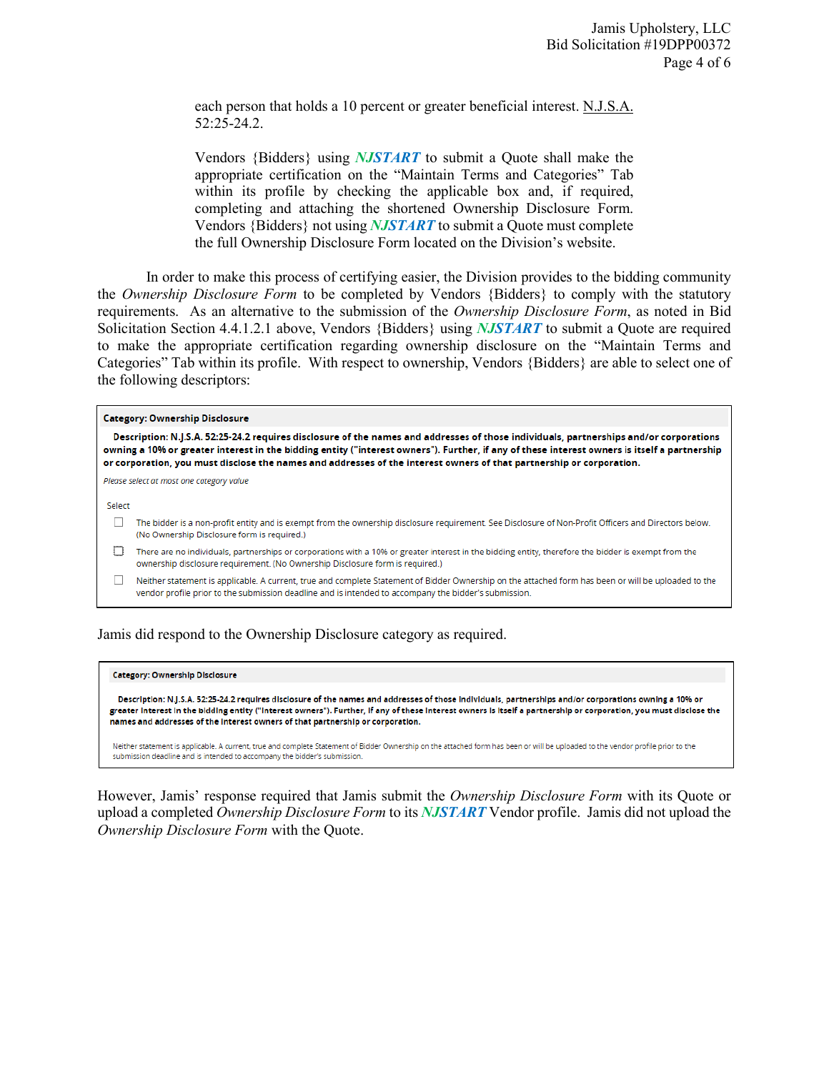each person that holds a 10 percent or greater beneficial interest. N.J.S.A. 52:25-24.2.

> Vendors {Bidders} using ***NJSTART*** to submit a Quote shall make the appropriate certification on the "Maintain Terms and Categories" Tab within its profile by checking the applicable box and, if required, completing and attaching the shortened Ownership Disclosure Form. Vendors {Bidders} not using ***NJSTART*** to submit a Quote must complete the full Ownership Disclosure Form located on the Division's website.

In order to make this process of certifying easier, the Division provides to the bidding community the *Ownership Disclosure Form* to be completed by Vendors {Bidders} to comply with the statutory requirements. As an alternative to the submission of the *Ownership Disclosure Form*, as noted in Bid Solicitation Section 4.4.1.2.1 above, Vendors {Bidders} using ***NJSTART*** to submit a Quote are required to make the appropriate certification regarding ownership disclosure on the "Maintain Terms and Categories" Tab within its profile. With respect to ownership, Vendors {Bidders} are able to select one of the following descriptors:

> **Category: Ownership Disclosure**
>
> **Description: N.J.S.A. 52:25-24.2 requires disclosure of the names and addresses of those individuals, partnerships and/or corporations owning a 10% or greater interest in the bidding entity ("interest owners"). Further, if any of these interest owners is itself a partnership or corporation, you must disclose the names and addresses of the interest owners of that partnership or corporation.**
>
> *Please select at most one category value*
>
> Select
>
> ☐ The bidder is a non-profit entity and is exempt from the ownership disclosure requirement. See Disclosure of Non-Profit Officers and Directors below. (No Ownership Disclosure form is required.)
>
> ☐ There are no individuals, partnerships or corporations with a 10% or greater interest in the bidding entity, therefore the bidder is exempt from the ownership disclosure requirement. (No Ownership Disclosure form is required.)
>
> ☐ Neither statement is applicable. A current, true and complete Statement of Bidder Ownership on the attached form has been or will be uploaded to the vendor profile prior to the submission deadline and is intended to accompany the bidder's submission.

Jamis did respond to the Ownership Disclosure category as required.

> **Category: Ownership Disclosure**
>
> **Description: N.J.S.A. 52:25-24.2 requires disclosure of the names and addresses of those individuals, partnerships and/or corporations owning a 10% or greater interest in the bidding entity ("interest owners"). Further, if any of these interest owners is itself a partnership or corporation, you must disclose the names and addresses of the interest owners of that partnership or corporation.**
>
> Neither statement is applicable. A current, true and complete Statement of Bidder Ownership on the attached form has been or will be uploaded to the vendor profile prior to the submission deadline and is intended to accompany the bidder's submission.

However, Jamis' response required that Jamis submit the *Ownership Disclosure Form* with its Quote or upload a completed *Ownership Disclosure Form* to its ***NJSTART*** Vendor profile. Jamis did not upload the *Ownership Disclosure Form* with the Quote.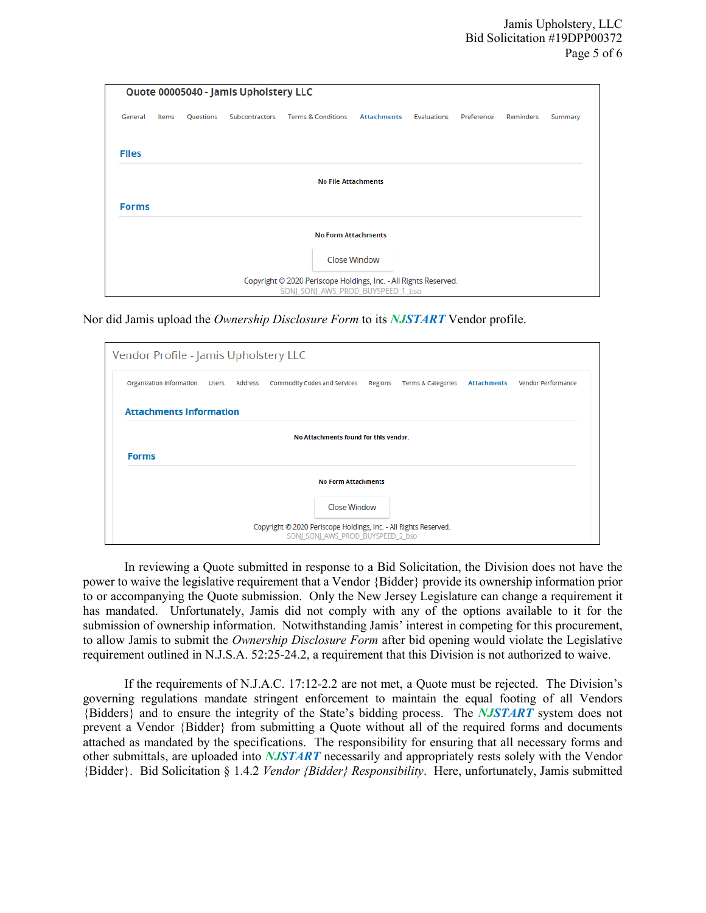Quote 00005040 - Jamis Upholstery LLC

General | Items | Questions | Subcontractors | Terms & Conditions | **Attachments** | Evaluations | Preference | Reminders | Summary

**Files**

No File Attachments

**Forms**

No Form Attachments

Close Window

Copyright © 2020 Periscope Holdings, Inc. - All Rights Reserved.
SONJ_SONJ_AWS_PROD_BUYSPEED_1_bso

Nor did Jamis upload the *Ownership Disclosure Form* to its ***NJSTART*** Vendor profile.

Vendor Profile - Jamis Upholstery LLC

Organization Information | Users | Address | Commodity Codes and Services | Regions | Terms & Categories | **Attachments** | Vendor Performance

**Attachments Information**

No Attachments found for this vendor.

**Forms**

No Form Attachments

Close Window

Copyright © 2020 Periscope Holdings, Inc. - All Rights Reserved.
SONJ_SONJ_AWS_PROD_BUYSPEED_2_bso

In reviewing a Quote submitted in response to a Bid Solicitation, the Division does not have the power to waive the legislative requirement that a Vendor {Bidder} provide its ownership information prior to or accompanying the Quote submission. Only the New Jersey Legislature can change a requirement it has mandated. Unfortunately, Jamis did not comply with any of the options available to it for the submission of ownership information. Notwithstanding Jamis' interest in competing for this procurement, to allow Jamis to submit the *Ownership Disclosure Form* after bid opening would violate the Legislative requirement outlined in N.J.S.A. 52:25-24.2, a requirement that this Division is not authorized to waive.

If the requirements of N.J.A.C. 17:12-2.2 are not met, a Quote must be rejected. The Division's governing regulations mandate stringent enforcement to maintain the equal footing of all Vendors {Bidders} and to ensure the integrity of the State's bidding process. The ***NJSTART*** system does not prevent a Vendor {Bidder} from submitting a Quote without all of the required forms and documents attached as mandated by the specifications. The responsibility for ensuring that all necessary forms and other submittals, are uploaded into ***NJSTART*** necessarily and appropriately rests solely with the Vendor {Bidder}. Bid Solicitation § 1.4.2 *Vendor {Bidder} Responsibility*. Here, unfortunately, Jamis submitted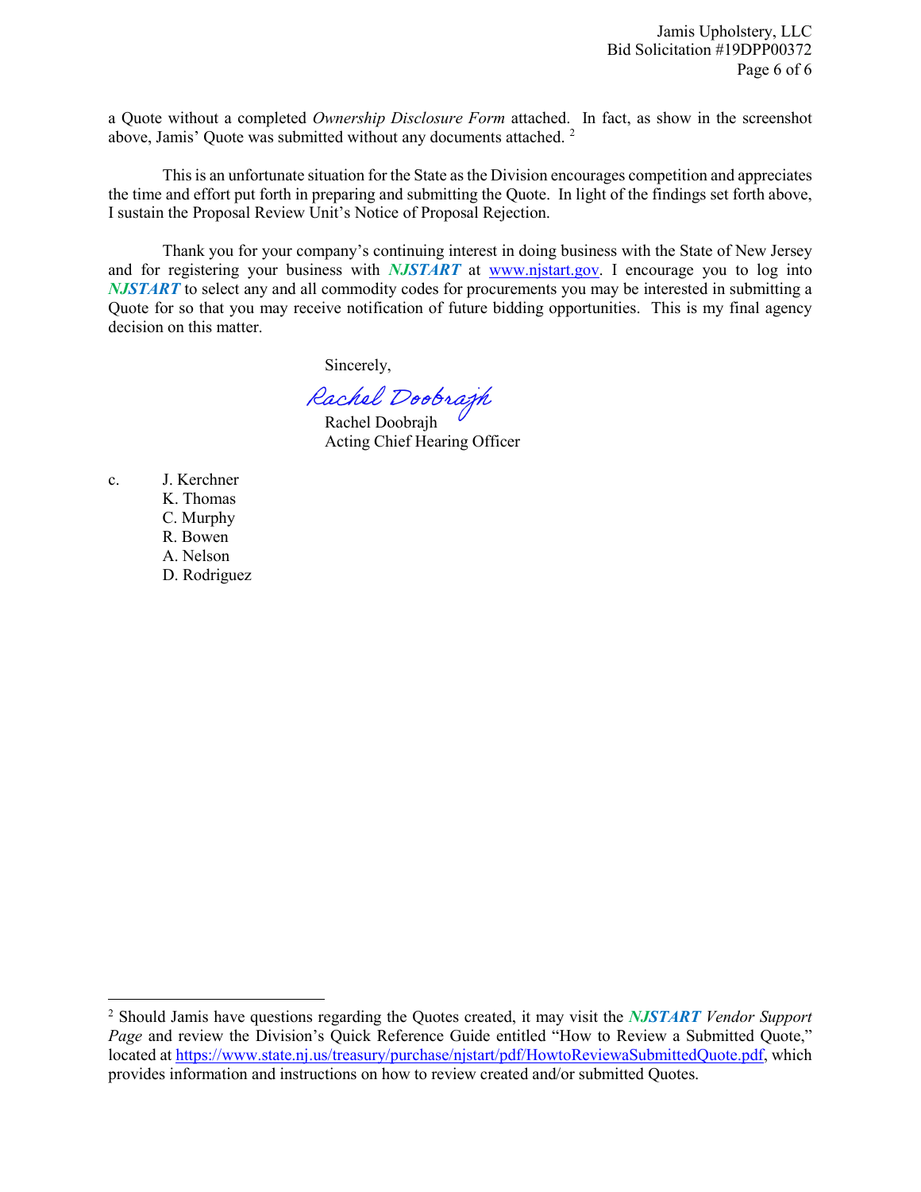a Quote without a completed *Ownership Disclosure Form* attached. In fact, as show in the screenshot above, Jamis' Quote was submitted without any documents attached. [2]

This is an unfortunate situation for the State as the Division encourages competition and appreciates the time and effort put forth in preparing and submitting the Quote. In light of the findings set forth above, I sustain the Proposal Review Unit's Notice of Proposal Rejection.

Thank you for your company's continuing interest in doing business with the State of New Jersey and for registering your business with ***NJSTART*** at [www.njstart.gov](http://www.njstart.gov). I encourage you to log into ***NJSTART*** to select any and all commodity codes for procurements you may be interested in submitting a Quote for so that you may receive notification of future bidding opportunities. This is my final agency decision on this matter.

Sincerely,

Rachel Doobrajh

Rachel Doobrajh
Acting Chief Hearing Officer

c. J. Kerchner
K. Thomas
C. Murphy
R. Bowen
A. Nelson
D. Rodriguez

---

[2] Should Jamis have questions regarding the Quotes created, it may visit the ***NJSTART*** *Vendor Support Page* and review the Division's Quick Reference Guide entitled "How to Review a Submitted Quote," located at [https://www.state.nj.us/treasury/purchase/njstart/pdf/HowtoReviewaSubmittedQuote.pdf](https://www.state.nj.us/treasury/purchase/njstart/pdf/HowtoReviewaSubmittedQuote.pdf), which provides information and instructions on how to review created and/or submitted Quotes.